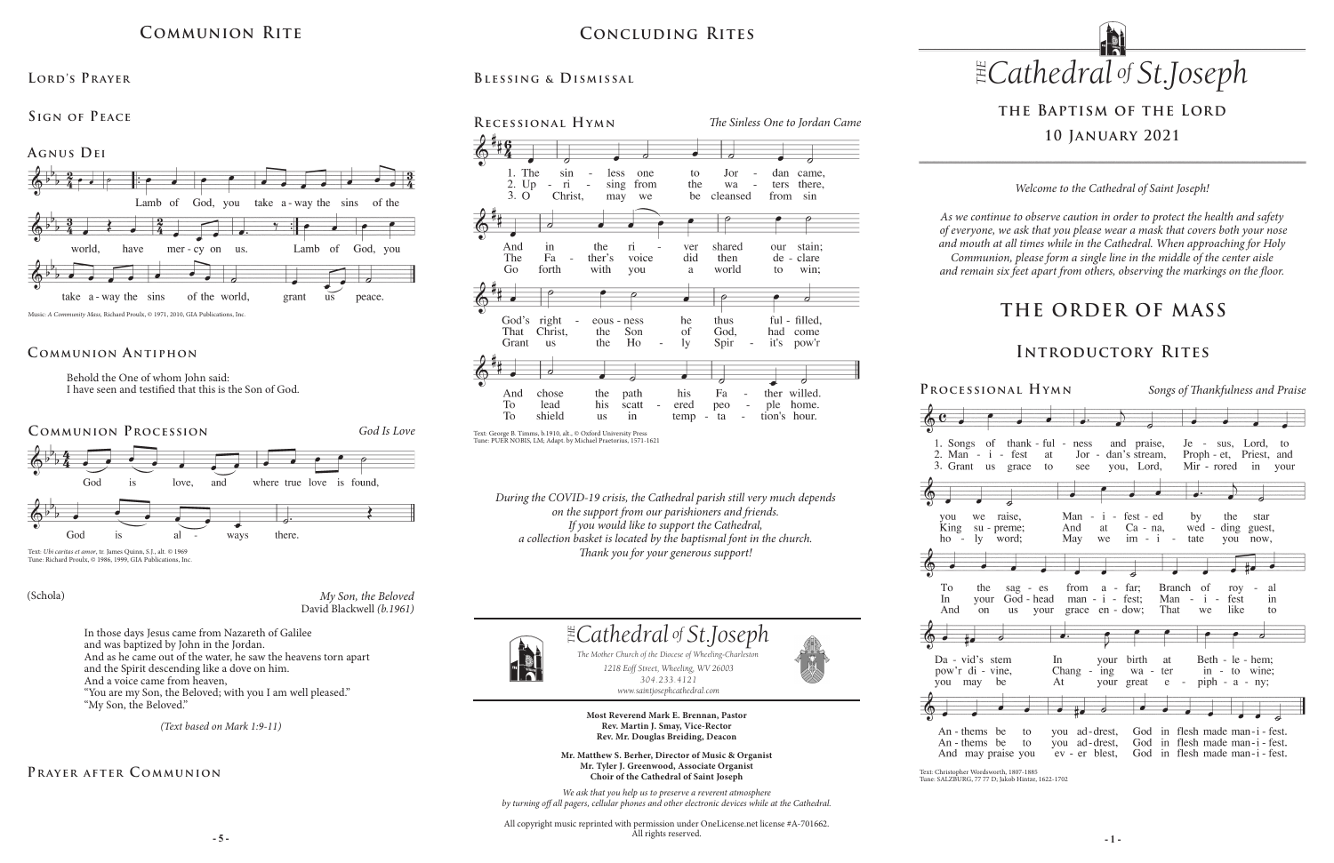## Communion Rite

### Lord's Prayer

### Sign of Peace

### Agnus Dei

Lamb of God, you take a-way the sins of the world, have mer-cy on us. Lamb of God, you take a-way the sins of the world, grant us peace.

Music: *A Community Mass*, Richard Proulx, © 1971, 2010, GIA Publications, Inc.

### Communion Antiphon

Behold the One of whom John said:
I have seen and testified that this is the Son of God.

### Communion Procession

*God Is Love*

God is love, and where true love is found, God is al - ways there.

Text: *Ubi caritas et amor*, tr. James Quinn, S.J., alt. © 1969
Tune: Richard Proulx, © 1986, 1999, GIA Publications, Inc.

(Schola)

*My Son, the Beloved*
David Blackwell *(b.1961)*

In those days Jesus came from Nazareth of Galilee
and was baptized by John in the Jordan.
And as he came out of the water, he saw the heavens torn apart
and the Spirit descending like a dove on him.
And a voice came from heaven,
"You are my Son, the Beloved; with you I am well pleased."
"My Son, the Beloved."

*(Text based on Mark 1:9-11)*

### Prayer after Communion

## Concluding Rites

### Blessing & Dismissal

### Recessional Hymn

*The Sinless One to Jordan Came*

1. The sin - less one to Jor - dan came, And in the ri - ver shared our stain; God's right - eous - ness he thus ful - filled, And chose the path his Fa - ther willed.
2. Up - ri - sing from the wa - ters there, The Fa - ther's voice did then de - clare That Christ, the Son of God, had come To lead his scatt - ered peo - ple home.
3. O Christ, may we be cleansed from sin Go forth with you a world to win; Grant us the Ho - ly Spir - it's pow'r To shield us in temp - ta - tion's hour.

Text: George B. Timms, b.1910, alt., © Oxford University Press
Tune: PUER NOBIS, LM; Adapt. by Michael Praetorius, 1571-1621

*During the COVID-19 crisis, the Cathedral parish still very much depends on the support from our parishioners and friends. If you would like to support the Cathedral, a collection basket is located by the baptismal font in the church. Thank you for your generous support!*

*The Cathedral of St.Joseph*

*The Mother Church of the Diocese of Wheeling-Charleston*
*1218 Eoff Street, Wheeling, WV 26003*
*304.233.4121*
*www.saintjosephcathedral.com*

**Most Reverend Mark E. Brennan, Pastor**
**Rev. Martin J. Smay, Vice-Rector**
**Rev. Mr. Douglas Breiding, Deacon**

**Mr. Matthew S. Berher, Director of Music & Organist**
**Mr. Tyler J. Greenwood, Associate Organist**
**Choir of the Cathedral of Saint Joseph**

*We ask that you help us to preserve a reverent atmosphere by turning off all pagers, cellular phones and other electronic devices while at the Cathedral.*

All copyright music reprinted with permission under OneLicense.net license #A-701662. All rights reserved.

# The Cathedral of St.Joseph

## The Baptism of the Lord

## 10 January 2021

*Welcome to the Cathedral of Saint Joseph!*

*As we continue to observe caution in order to protect the health and safety of everyone, we ask that you please wear a mask that covers both your nose and mouth at all times while in the Cathedral. When approaching for Holy Communion, please form a single line in the middle of the center aisle and remain six feet apart from others, observing the markings on the floor.*

# The Order of Mass

## Introductory Rites

### Processional Hymn

*Songs of Thankfulness and Praise*

1. Songs of thank - ful - ness and praise, Je - sus, Lord, to you we raise, Man - i - fest - ed by the star To the sag - es from a - far; Branch of roy - al Da - vid's stem In your birth at Beth - le - hem; An - thems be to you ad - drest, God in flesh made man - i - fest.
2. Man - i - fest at Jor - dan's stream, Proph - et, Priest, and King su - preme; And at Ca - na, wed - ding guest, In your God - head man - i - fest; Man - i - fest in pow'r di - vine, Chang - ing wa - ter in - to wine; An - thems be to you ad - drest, God in flesh made man - i - fest.
3. Grant us grace to see you, Lord, Mir - rored in your ho - ly word; May we im - i - tate you now, And on us your grace en - dow; That we like to you may be At your great e - piph - a - ny; And may praise you ev - er blest, God in flesh made man - i - fest.

Text: Christopher Wordsworth, 1807-1885
Tune: SALZBURG, 77 77 D; Jakob Hintze, 1622-1702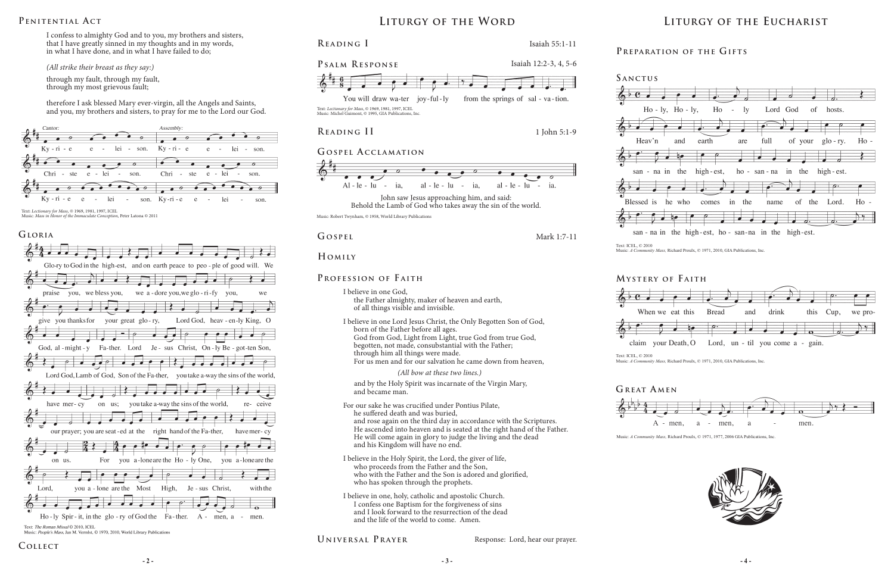## Penitential Act

I confess to almighty God and to you, my brothers and sisters,
that I have greatly sinned in my thoughts and in my words,
in what I have done, and in what I have failed to do;

*(All strike their breast as they say:)*

through my fault, through my fault,
through my most grievous fault;

therefore I ask blessed Mary ever-virgin, all the Angels and Saints,
and you, my brothers and sisters, to pray for me to the Lord our God.

*Cantor:* Ky - ri - e e - lei - son. *Assembly:* Ky - ri - e e - lei - son.

Chri - ste e - lei - son. Chri - ste e - lei - son.

Ky - ri - e e - lei - son. Ky - ri - e e - lei - son.

Text: *Lectionary for Mass*, © 1969, 1981, 1997, ICEL
Music: *Mass in Honor of the Immaculate Conception*, Peter Latona © 2011

## Gloria

Glo-ry to God in the high-est, and on earth peace to peo-ple of good will. We praise you, we bless you, we a-dore you, we glo-ri-fy you, we give you thanks for your great glo-ry, Lord God, heav-en-ly King, O God, al-might-y Fa-ther. Lord Je-sus Christ, On-ly Be-got-ten Son, Lord God, Lamb of God, Son of the Fa-ther, you take a-way the sins of the world, have mer-cy on us; you take a-way the sins of the world, re-ceive our prayer; you are seat-ed at the right hand of the Fa-ther, have mer-cy on us. For you a-lone are the Ho-ly One, you a-lone are the Lord, you a-lone are the Most High, Je-sus Christ, with the Ho-ly Spir-it, in the glo-ry of God the Fa-ther. A - men, a - men.

Text: *The Roman Missal* © 2010, ICEL
Music: *People's Mass*, Jan M. Vermulst, © 1970, 2010, World Library Publications

## Collect

# Liturgy of the Word

## Reading I — Isaiah 55:1-11

## Psalm Response — Isaiah 12:2-3, 4, 5-6

You will draw wa-ter joy-ful-ly from the springs of sal-va-tion.

Text: *Lectionary for Mass*, © 1969, 1981, 1997, ICEL
Music: Michel Guimont, © 1995, GIA Publications, Inc.

## Reading II — 1 John 5:1-9

## Gospel Acclamation

Al - le - lu - ia, al - le - lu - ia, al - le - lu - ia.

John saw Jesus approaching him, and said:
Behold the Lamb of God who takes away the sin of the world.

Music: Robert Twynham, © 1958, World Library Publications

## Gospel — Mark 1:7-11

## Homily

## Profession of Faith

I believe in one God,
the Father almighty, maker of heaven and earth,
of all things visible and invisible.

I believe in one Lord Jesus Christ, the Only Begotten Son of God,
born of the Father before all ages.
God from God, Light from Light, true God from true God,
begotten, not made, consubstantial with the Father;
through him all things were made.
For us men and for our salvation he came down from heaven,

*(All bow at these two lines.)*

and by the Holy Spirit was incarnate of the Virgin Mary,
and became man.

For our sake he was crucified under Pontius Pilate,
he suffered death and was buried,
and rose again on the third day in accordance with the Scriptures.
He ascended into heaven and is seated at the right hand of the Father.
He will come again in glory to judge the living and the dead
and his Kingdom will have no end.

I believe in the Holy Spirit, the Lord, the giver of life,
who proceeds from the Father and the Son,
who with the Father and the Son is adored and glorified,
who has spoken through the prophets.

I believe in one, holy, catholic and apostolic Church.
I confess one Baptism for the forgiveness of sins
and I look forward to the resurrection of the dead
and the life of the world to come. Amen.

## Universal Prayer

Response: Lord, hear our prayer.

# Liturgy of the Eucharist

## Preparation of the Gifts

## Sanctus

Ho - ly, Ho - ly, Ho - ly Lord God of hosts. Heav'n and earth are full of your glo - ry. Ho - san - na in the high - est, ho - san - na in the high - est. Blessed is he who comes in the name of the Lord. Ho - san - na in the high - est, ho - san - na in the high - est.

Text: ICEL, © 2010
Music: *A Community Mass*, Richard Proulx, © 1971, 2010, GIA Publications, Inc.

## Mystery of Faith

When we eat this Bread and drink this Cup, we pro - claim your Death, O Lord, un - til you come a - gain.

Text: ICEL, © 2010
Music: *A Community Mass*, Richard Proulx, © 1971, 2010, GIA Publications, Inc.

## Great Amen

A - men, a - men, a - men.

Music: *A Community Mass*, Richard Proulx, © 1971, 1977, 2006 GIA Publications, Inc.